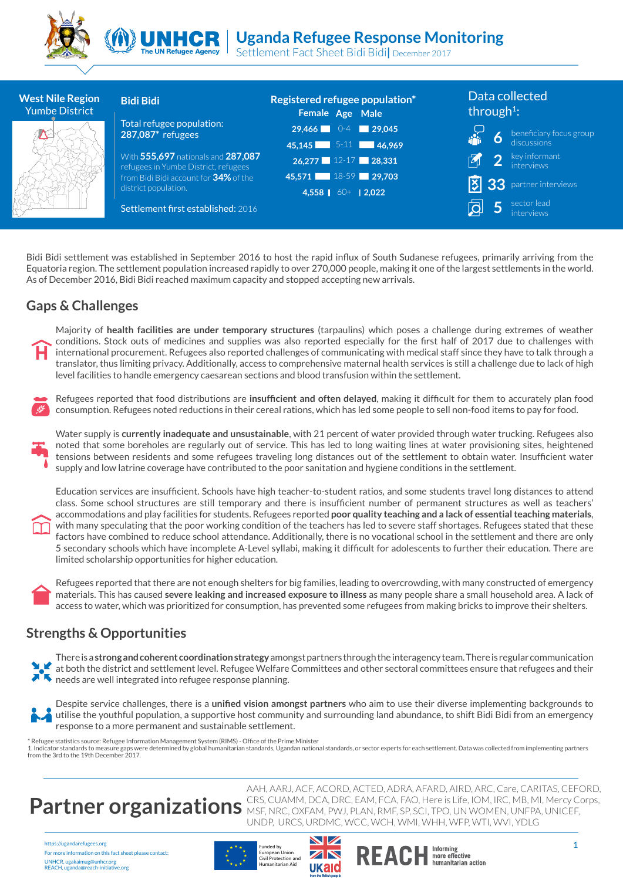# Uganda Refugee Response Monitoring

Settlement Fact Sheet Bidi Bidi | December 2017

**West Nile Region**
Yumbe District

## Bidi Bidi

Total refugee population:
**287,087*** refugees

With **555,697** nationals and **287,087** refugees in Yumbe District, refugees from Bidi Bidi account for **34%** of the district population.

Settlement first established: 2016

### Registered refugee population*

| Female | Age | Male |
|---|---|---|
| 29,466 | 0-4 | 29,045 |
| 45,145 | 5-11 | 46,969 |
| 26,277 | 12-17 | 28,331 |
| 45,571 | 18-59 | 29,703 |
| 4,558 | 60+ | 2,022 |

### Data collected through[1]:

- **6** beneficiary focus group discussions
- **2** key informant interviews
- **33** partner interviews
- **5** sector lead interviews

Bidi Bidi settlement was established in September 2016 to host the rapid influx of South Sudanese refugees, primarily arriving from the Equatoria region. The settlement population increased rapidly to over 270,000 people, making it one of the largest settlements in the world. As of December 2016, Bidi Bidi reached maximum capacity and stopped accepting new arrivals.

## Gaps & Challenges

Majority of **health facilities are under temporary structures** (tarpaulins) which poses a challenge during extremes of weather conditions. Stock outs of medicines and supplies was also reported especially for the first half of 2017 due to challenges with international procurement. Refugees also reported challenges of communicating with medical staff since they have to talk through a translator, thus limiting privacy. Additionally, access to comprehensive maternal health services is still a challenge due to lack of high level facilities to handle emergency caesarean sections and blood transfusion within the settlement.

Refugees reported that food distributions are **insufficient and often delayed**, making it difficult for them to accurately plan food consumption. Refugees noted reductions in their cereal rations, which has led some people to sell non-food items to pay for food.

Water supply is **currently inadequate and unsustainable**, with 21 percent of water provided through water trucking. Refugees also noted that some boreholes are regularly out of service. This has led to long waiting lines at water provisioning sites, heightened tensions between residents and some refugees traveling long distances out of the settlement to obtain water. Insufficient water supply and low latrine coverage have contributed to the poor sanitation and hygiene conditions in the settlement.

Education services are insufficient. Schools have high teacher-to-student ratios, and some students travel long distances to attend class. Some school structures are still temporary and there is insufficient number of permanent structures as well as teachers' accommodations and play facilities for students. Refugees reported **poor quality teaching and a lack of essential teaching materials**, with many speculating that the poor working condition of the teachers has led to severe staff shortages. Refugees stated that these factors have combined to reduce school attendance. Additionally, there is no vocational school in the settlement and there are only 5 secondary schools which have incomplete A-Level syllabi, making it difficult for adolescents to further their education. There are limited scholarship opportunities for higher education.

Refugees reported that there are not enough shelters for big families, leading to overcrowding, with many constructed of emergency materials. This has caused **severe leaking and increased exposure to illness** as many people share a small household area. A lack of access to water, which was prioritized for consumption, has prevented some refugees from making bricks to improve their shelters.

## Strengths & Opportunities

There is a **strong and coherent coordination strategy** amongst partners through the interagency team. There is regular communication at both the district and settlement level. Refugee Welfare Committees and other sectoral committees ensure that refugees and their needs are well integrated into refugee response planning.

Despite service challenges, there is a **unified vision amongst partners** who aim to use their diverse implementing backgrounds to utilise the youthful population, a supportive host community and surrounding land abundance, to shift Bidi Bidi from an emergency response to a more permanent and sustainable settlement.

\* Refugee statistics source: Refugee Information Management System (RIMS) - Office of the Prime Minister
1. Indicator standards to measure gaps were determined by global humanitarian standards, Ugandan national standards, or sector experts for each settlement. Data was collected from implementing partners from the 3rd to the 19th December 2017.

## Partner organizations

AAH, AARJ, ACF, ACORD, ACTED, ADRA, AFARD, AIRD, ARC, Care, CARITAS, CEFORD, CRS, CUAMM, DCA, DRC, EAM, FCA, FAO, Here is Life, IOM, IRC, MB, MI, Mercy Corps, MSF, NRC, OXFAM, PWJ, PLAN, RMF, SP, SCI, TPO, UN WOMEN, UNFPA, UNICEF, UNDP, URCS, URDMC, WCC, WCH, WMI, WHH, WFP, WTI, WVI, YDLG

https://ugandarefugees.org
For more information on this fact sheet please contact:
UNHCR, ugakaimug@unhcr.org
REACH, uganda@reach-initiative.org

Funded by European Union Civil Protection and Humanitarian Aid

UKaid from the British people

REACH Informing more effective humanitarian action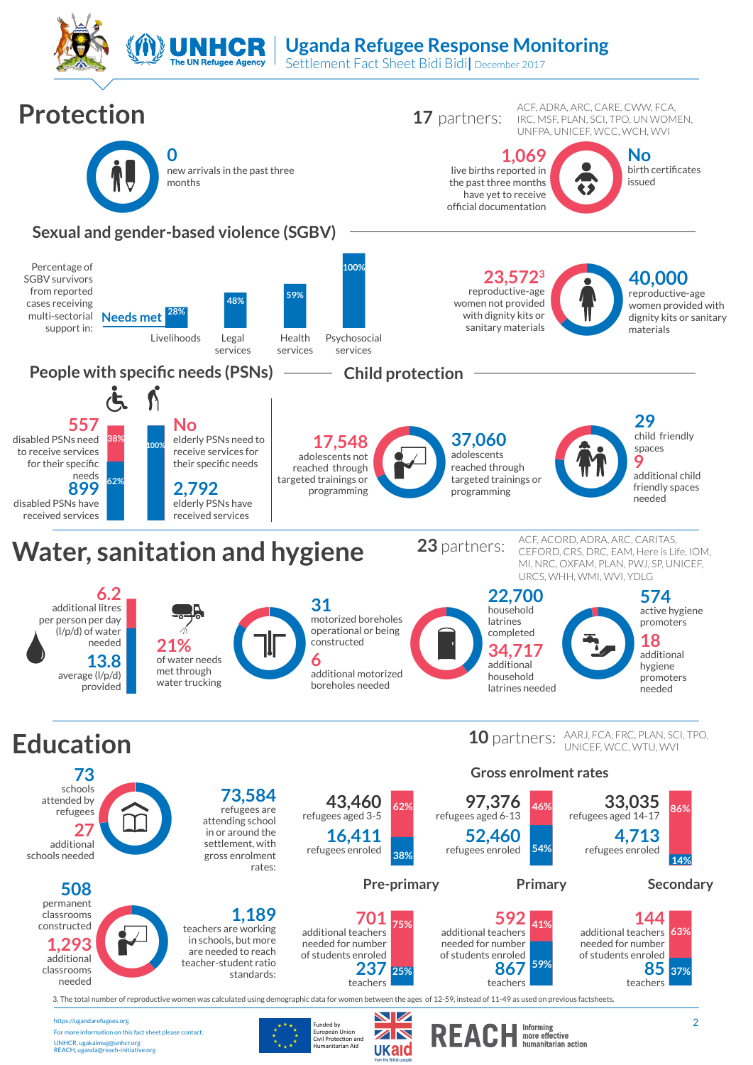# Uganda Refugee Response Monitoring

Settlement Fact Sheet Bidi Bidi | December 2017

## Protection

**17** partners: ACF, ADRA, ARC, CARE, CWW, FCA, IRC, MSF, PLAN, SCI, TPO, UN WOMEN, UNFPA, UNICEF, WCC, WCH, WVI

**0** new arrivals in the past three months

**1,069** live births reported in the past three months have yet to receive official documentation

**No** birth certificates issued

### Sexual and gender-based violence (SGBV)

Percentage of SGBV survivors from reported cases receiving multi-sectorial support in:

| Needs met | Percentage |
|---|---|
| Livelihoods | 28% |
| Legal services | 48% |
| Health services | 59% |
| Psychosocial services | 100% |

**23,572**[3] reproductive-age women not provided with dignity kits or sanitary materials

**40,000** reproductive-age women provided with dignity kits or sanitary materials

### People with specific needs (PSNs)

**557** disabled PSNs need to receive services for their specific needs (38%)

**899** disabled PSNs have received services (62%)

**No** elderly PSNs need to receive services for their specific needs

**2,792** elderly PSNs have received services (100%)

### Child protection

**17,548** adolescents not reached through targeted trainings or programming

**37,060** adolescents reached through targeted trainings or programming

**29** child friendly spaces

**9** additional child friendly spaces needed

## Water, sanitation and hygiene

**23** partners: ACF, ACORD, ADRA, ARC, CARITAS, CEFORD, CRS, DRC, EAM, Here is Life, IOM, MI, NRC, OXFAM, PLAN, PWJ, SP, UNICEF, URCS, WHH, WMI, WVI, YDLG

**6.2** additional litres per person per day (l/p/d) of water needed

**13.8** average (l/p/d) provided

**21%** of water needs met through water trucking

**31** motorized boreholes operational or being constructed

**6** additional motorized boreholes needed

**22,700** household latrines completed

**34,717** additional household latrines needed

**574** active hygiene promoters

**18** additional hygiene promoters needed

## Education

**10** partners: AARJ, FCA, FRC, PLAN, SCI, TPO, UNICEF, WCC, WTU, WVI

**73** schools attended by refugees

**27** additional schools needed

**73,584** refugees are attending school in or around the settlement, with gross enrolment rates:

### Gross enrolment rates

| | Pre-primary | Primary | Secondary |
|---|---|---|---|
| Refugees | 43,460 refugees aged 3-5 | 97,376 refugees aged 6-13 | 33,035 refugees aged 14-17 |
| Refugees enroled | 16,411 (38%) | 52,460 (54%) | 4,713 (14%) |
| Not enroled | 62% | 46% | 86% |

**508** permanent classrooms constructed

**1,293** additional classrooms needed

**1,189** teachers are working in schools, but more are needed to reach teacher-student ratio standards:

| | Pre-primary | Primary | Secondary |
|---|---|---|---|
| Additional teachers needed for number of students enroled | 701 (75%) | 592 (41%) | 144 (63%) |
| Teachers | 237 (25%) | 867 (59%) | 85 (37%) |

3. The total number of reproductive women was calculated using demographic data for women between the ages of 12-59, instead of 11-49 as used on previous factsheets.

https://ugandarefugees.org

For more information on this fact sheet please contact:

UNHCR, ugakaimug@unhcr.org

REACH, uganda@reach-initiative.org

Funded by European Union Civil Protection and Humanitarian Aid

UKaid from the British people

REACH Informing more effective humanitarian action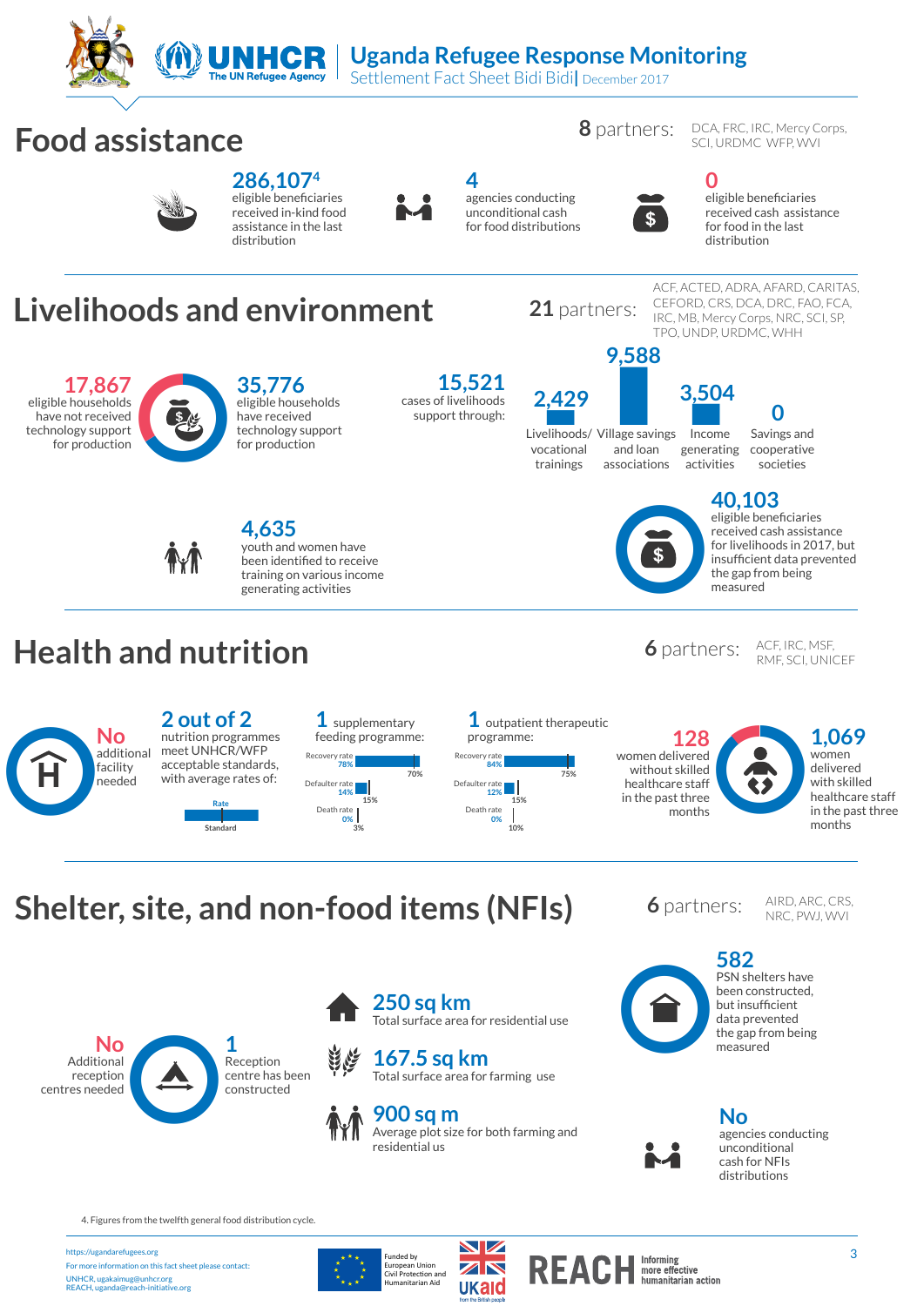# Uganda Refugee Response Monitoring

Settlement Fact Sheet Bidi Bidi | December 2017

## Food assistance

**8** partners: DCA, FRC, IRC, Mercy Corps, SCI, URDMC WFP, WVI

**286,107**[4] eligible beneficiaries received in-kind food assistance in the last distribution

**4** agencies conducting unconditional cash for food distributions

**0** eligible beneficiaries received cash assistance for food in the last distribution

## Livelihoods and environment

**21** partners: ACF, ACTED, ADRA, AFARD, CARITAS, CEFORD, CRS, DCA, DRC, FAO, FCA, IRC, MB, Mercy Corps, NRC, SCI, SP, TPO, UNDP, URDMC, WHH

**17,867** eligible households have not received technology support for production

**35,776** eligible households have received technology support for production

**15,521** cases of livelihoods support through:

2,429
Livelihoods/ vocational trainings

9,588
Village savings and loan associations

3,504
Income generating activities

0
Savings and cooperative societies

**4,635** youth and women have been identified to receive training on various income generating activities

**40,103** eligible beneficiaries received cash assistance for livelihoods in 2017, but insufficient data prevented the gap from being measured

## Health and nutrition

**6** partners: ACF, IRC, MSF, RMF, SCI, UNICEF

**No** additional facility needed

**2 out of 2** nutrition programmes meet UNHCR/WFP acceptable standards, with average rates of:

Rate
Standard

**1** supplementary feeding programme:

Recovery rate 78%
70%
Defaulter rate 14%
15%
Death rate 0%
3%

**1** outpatient therapeutic programme:

Recovery rate 84%
75%
Defaulter rate 12%
15%
Death rate 0%
10%

**128** women delivered without skilled healthcare staff in the past three months

**1,069** women delivered with skilled healthcare staff in the past three months

## Shelter, site, and non-food items (NFIs)

**6** partners: AIRD, ARC, CRS, NRC, PWJ, WVI

**No** Additional reception centres needed

**1** Reception centre has been constructed

**250 sq km**
Total surface area for residential use

**167.5 sq km**
Total surface area for farming use

**900 sq m**
Average plot size for both farming and residential us

**582** PSN shelters have been constructed, but insufficient data prevented the gap from being measured

**No** agencies conducting unconditional cash for NFIs distributions

4. Figures from the twelfth general food distribution cycle.

https://ugandarefugees.org
For more information on this fact sheet please contact:
UNHCR, ugakaimug@unhcr.org
REACH, uganda@reach-initiative.org

Funded by European Union Civil Protection and Humanitarian Aid

UKaid from the British people

REACH Informing more effective humanitarian action